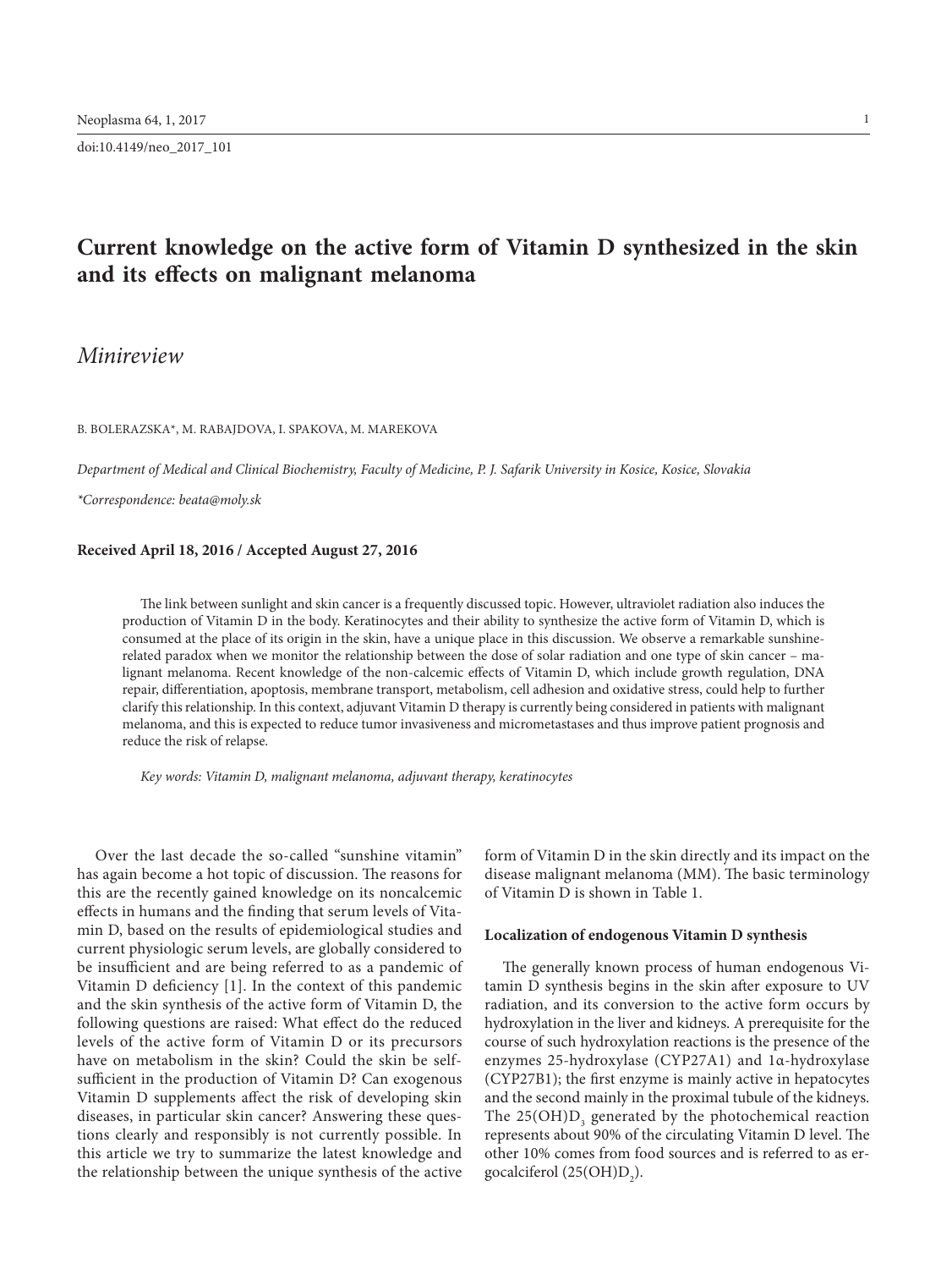doi:10.4149/neo_2017_101

# Current knowledge on the active form of Vitamin D synthesized in the skin and its effects on malignant melanoma

## *Minireview*

B. BOLERAZSKA*, M. RABAJDOVA, I. SPAKOVA, M. MAREKOVA

*Department of Medical and Clinical Biochemistry, Faculty of Medicine, P. J. Safarik University in Kosice, Kosice, Slovakia*

**Correspondence: beata@moly.sk*

**Received April 18, 2016 / Accepted August 27, 2016**

The link between sunlight and skin cancer is a frequently discussed topic. However, ultraviolet radiation also induces the production of Vitamin D in the body. Keratinocytes and their ability to synthesize the active form of Vitamin D, which is consumed at the place of its origin in the skin, have a unique place in this discussion. We observe a remarkable sunshine-related paradox when we monitor the relationship between the dose of solar radiation and one type of skin cancer – malignant melanoma. Recent knowledge of the non-calcemic effects of Vitamin D, which include growth regulation, DNA repair, differentiation, apoptosis, membrane transport, metabolism, cell adhesion and oxidative stress, could help to further clarify this relationship. In this context, adjuvant Vitamin D therapy is currently being considered in patients with malignant melanoma, and this is expected to reduce tumor invasiveness and micrometastases and thus improve patient prognosis and reduce the risk of relapse.

*Key words: Vitamin D, malignant melanoma, adjuvant therapy, keratinocytes*

Over the last decade the so-called "sunshine vitamin" has again become a hot topic of discussion. The reasons for this are the recently gained knowledge on its noncalcemic effects in humans and the finding that serum levels of Vitamin D, based on the results of epidemiological studies and current physiologic serum levels, are globally considered to be insufficient and are being referred to as a pandemic of Vitamin D deficiency [1]. In the context of this pandemic and the skin synthesis of the active form of Vitamin D, the following questions are raised: What effect do the reduced levels of the active form of Vitamin D or its precursors have on metabolism in the skin? Could the skin be self-sufficient in the production of Vitamin D? Can exogenous Vitamin D supplements affect the risk of developing skin diseases, in particular skin cancer? Answering these questions clearly and responsibly is not currently possible. In this article we try to summarize the latest knowledge and the relationship between the unique synthesis of the active form of Vitamin D in the skin directly and its impact on the disease malignant melanoma (MM). The basic terminology of Vitamin D is shown in Table 1.

### Localization of endogenous Vitamin D synthesis

The generally known process of human endogenous Vitamin D synthesis begins in the skin after exposure to UV radiation, and its conversion to the active form occurs by hydroxylation in the liver and kidneys. A prerequisite for the course of such hydroxylation reactions is the presence of the enzymes 25-hydroxylase (CYP27A1) and 1α-hydroxylase (CYP27B1); the first enzyme is mainly active in hepatocytes and the second mainly in the proximal tubule of the kidneys. The $25(OH)D_3$ generated by the photochemical reaction represents about 90% of the circulating Vitamin D level. The other 10% comes from food sources and is referred to as ergocalciferol ($25(OH)D_2$).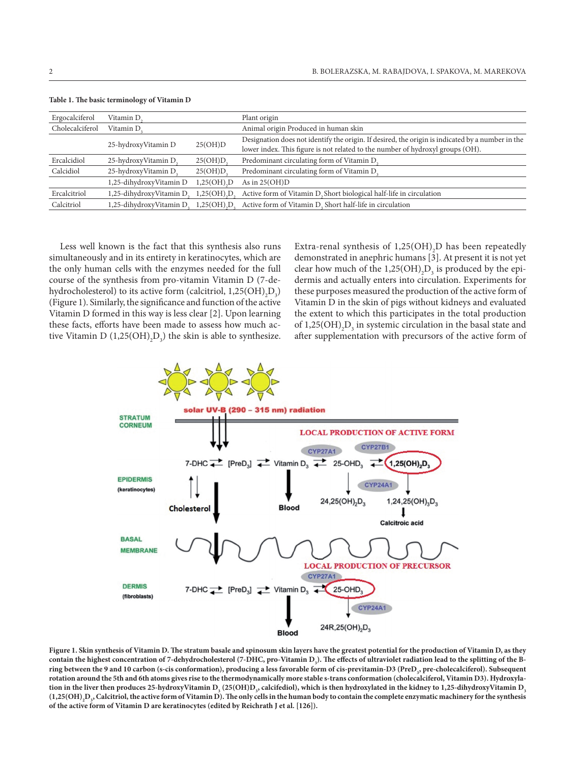**Table 1. The basic terminology of Vitamin D**

| | | | |
|---|---|---|---|
| Ergocalciferol | Vitamin $D_2$ | | Plant origin |
| Cholecalciferol | Vitamin $D_3$ | | Animal origin Produced in human skin |
| | 25-hydroxyVitamin D | 25(OH)D | Designation does not identify the origin. If desired, the origin is indicated by a number in the lower index. This figure is not related to the number of hydroxyl groups (OH). |
| Ercalcidiol | 25-hydroxyVitamin $D_2$ | $25(OH)D_2$ | Predominant circulating form of Vitamin $D_2$ |
| Calcidiol | 25-hydroxyVitamin $D_3$ | $25(OH)D_3$ | Predominant circulating form of Vitamin $D_3$ |
| | 1,25-dihydroxyVitamin D | $1,25(OH)_2D$ | As in 25(OH)D |
| Ercalcitriol | 1,25-dihydroxyVitamin $D_2$ | $1,25(OH)_2D_2$ | Active form of Vitamin $D_2$ Short biological half-life in circulation |
| Calcitriol | 1,25-dihydroxyVitamin $D_3$ | $1,25(OH)_2D_3$ | Active form of Vitamin $D_3$ Short half-life in circulation |

Less well known is the fact that this synthesis also runs simultaneously and in its entirety in keratinocytes, which are the only human cells with the enzymes needed for the full course of the synthesis from pro-vitamin Vitamin D (7-dehydrocholesterol) to its active form (calcitriol, $1,25(OH)_2D_3$) (Figure 1). Similarly, the significance and function of the active Vitamin D formed in this way is less clear [2]. Upon learning these facts, efforts have been made to assess how much active Vitamin D ($1,25(OH)_2D_3$) the skin is able to synthesize. Extra-renal synthesis of $1,25(OH)_2D$ has been repeatedly demonstrated in anephric humans [3]. At present it is not yet clear how much of the $1,25(OH)_2D_3$ is produced by the epidermis and actually enters into circulation. Experiments for these purposes measured the production of the active form of Vitamin D in the skin of pigs without kidneys and evaluated the extent to which this participates in the total production of $1,25(OH)_2D_3$ in systemic circulation in the basal state and after supplementation with precursors of the active form of

**Figure 1. Skin synthesis of Vitamin D. The stratum basale and spinosum skin layers have the greatest potential for the production of Vitamin D, as they contain the highest concentration of 7-dehydrocholesterol (7-DHC, pro-Vitamin $D_3$). The effects of ultraviolet radiation lead to the splitting of the B-ring between the 9 and 10 carbon (s-cis conformation), producing a less favorable form of cis-previtamin-D3 ($PreD_3$, pre-cholecalciferol). Subsequent rotation around the 5th and 6th atoms gives rise to the thermodynamically more stable s-trans conformation (cholecalciferol, Vitamin D3). Hydroxylation in the liver then produces 25-hydroxyVitamin $D_3$ ($25(OH)D_3$, calcifediol), which is then hydroxylated in the kidney to 1,25-dihydroxyVitamin $D_3$ ($1,25(OH)_2D_3$, Calcitriol, the active form of Vitamin D). The only cells in the human body to contain the complete enzymatic machinery for the synthesis of the active form of Vitamin D are keratinocytes (edited by Reichrath J et al. [126]).**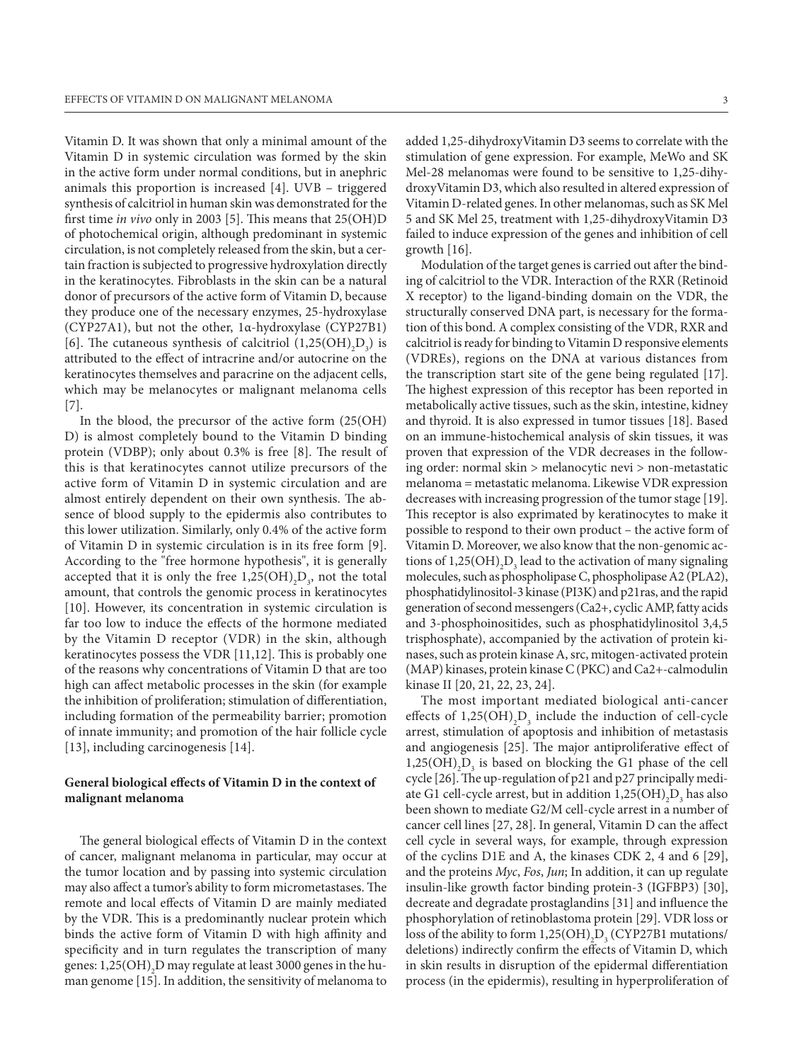Vitamin D. It was shown that only a minimal amount of the Vitamin D in systemic circulation was formed by the skin in the active form under normal conditions, but in anephric animals this proportion is increased [4]. UVB – triggered synthesis of calcitriol in human skin was demonstrated for the first time *in vivo* only in 2003 [5]. This means that 25(OH)D of photochemical origin, although predominant in systemic circulation, is not completely released from the skin, but a certain fraction is subjected to progressive hydroxylation directly in the keratinocytes. Fibroblasts in the skin can be a natural donor of precursors of the active form of Vitamin D, because they produce one of the necessary enzymes, 25-hydroxylase (CYP27A1), but not the other, 1α-hydroxylase (CYP27B1) [6]. The cutaneous synthesis of calcitriol ($1{,}25(OH)_2D_3$) is attributed to the effect of intracrine and/or autocrine on the keratinocytes themselves and paracrine on the adjacent cells, which may be melanocytes or malignant melanoma cells [7].

In the blood, the precursor of the active form (25(OH) D) is almost completely bound to the Vitamin D binding protein (VDBP); only about 0.3% is free [8]. The result of this is that keratinocytes cannot utilize precursors of the active form of Vitamin D in systemic circulation and are almost entirely dependent on their own synthesis. The absence of blood supply to the epidermis also contributes to this lower utilization. Similarly, only 0.4% of the active form of Vitamin D in systemic circulation is in its free form [9]. According to the "free hormone hypothesis", it is generally accepted that it is only the free $1{,}25(OH)_2D_3$, not the total amount, that controls the genomic process in keratinocytes [10]. However, its concentration in systemic circulation is far too low to induce the effects of the hormone mediated by the Vitamin D receptor (VDR) in the skin, although keratinocytes possess the VDR [11,12]. This is probably one of the reasons why concentrations of Vitamin D that are too high can affect metabolic processes in the skin (for example the inhibition of proliferation; stimulation of differentiation, including formation of the permeability barrier; promotion of innate immunity; and promotion of the hair follicle cycle [13], including carcinogenesis [14].

## General biological effects of Vitamin D in the context of malignant melanoma

The general biological effects of Vitamin D in the context of cancer, malignant melanoma in particular, may occur at the tumor location and by passing into systemic circulation may also affect a tumor's ability to form micrometastases. The remote and local effects of Vitamin D are mainly mediated by the VDR. This is a predominantly nuclear protein which binds the active form of Vitamin D with high affinity and specificity and in turn regulates the transcription of many genes: $1{,}25(OH)_2D$ may regulate at least 3000 genes in the human genome [15]. In addition, the sensitivity of melanoma to added 1,25-dihydroxyVitamin D3 seems to correlate with the stimulation of gene expression. For example, MeWo and SK Mel-28 melanomas were found to be sensitive to 1,25-dihydroxyVitamin D3, which also resulted in altered expression of Vitamin D-related genes. In other melanomas, such as SK Mel 5 and SK Mel 25, treatment with 1,25-dihydroxyVitamin D3 failed to induce expression of the genes and inhibition of cell growth [16].

Modulation of the target genes is carried out after the binding of calcitriol to the VDR. Interaction of the RXR (Retinoid X receptor) to the ligand-binding domain on the VDR, the structurally conserved DNA part, is necessary for the formation of this bond. A complex consisting of the VDR, RXR and calcitriol is ready for binding to Vitamin D responsive elements (VDREs), regions on the DNA at various distances from the transcription start site of the gene being regulated [17]. The highest expression of this receptor has been reported in metabolically active tissues, such as the skin, intestine, kidney and thyroid. It is also expressed in tumor tissues [18]. Based on an immune-histochemical analysis of skin tissues, it was proven that expression of the VDR decreases in the following order: normal skin > melanocytic nevi > non-metastatic melanoma = metastatic melanoma. Likewise VDR expression decreases with increasing progression of the tumor stage [19]. This receptor is also exprimated by keratinocytes to make it possible to respond to their own product – the active form of Vitamin D. Moreover, we also know that the non-genomic actions of $1{,}25(OH)_2D_3$ lead to the activation of many signaling molecules, such as phospholipase C, phospholipase A2 (PLA2), phosphatidylinositol-3 kinase (PI3K) and p21ras, and the rapid generation of second messengers ($Ca^{2+}$, cyclic AMP, fatty acids and 3-phosphoinositides, such as phosphatidylinositol 3,4,5 trisphosphate), accompanied by the activation of protein kinases, such as protein kinase A, src, mitogen-activated protein (MAP) kinases, protein kinase C (PKC) and $Ca^{2+}$-calmodulin kinase II [20, 21, 22, 23, 24].

The most important mediated biological anti-cancer effects of $1{,}25(OH)_2D_3$ include the induction of cell-cycle arrest, stimulation of apoptosis and inhibition of metastasis and angiogenesis [25]. The major antiproliferative effect of $1{,}25(OH)_2D_3$ is based on blocking the G1 phase of the cell cycle [26]. The up-regulation of p21 and p27 principally mediate G1 cell-cycle arrest, but in addition $1{,}25(OH)_2D_3$ has also been shown to mediate G2/M cell-cycle arrest in a number of cancer cell lines [27, 28]. In general, Vitamin D can the affect cell cycle in several ways, for example, through expression of the cyclins D1E and A, the kinases CDK 2, 4 and 6 [29], and the proteins *Myc*, *Fos*, *Jun*; In addition, it can up regulate insulin-like growth factor binding protein-3 (IGFBP3) [30], decreate and degradate prostaglandins [31] and influence the phosphorylation of retinoblastoma protein [29]. VDR loss or loss of the ability to form $1{,}25(OH)_2D_3$ (CYP27B1 mutations/deletions) indirectly confirm the effects of Vitamin D, which in skin results in disruption of the epidermal differentiation process (in the epidermis), resulting in hyperproliferation of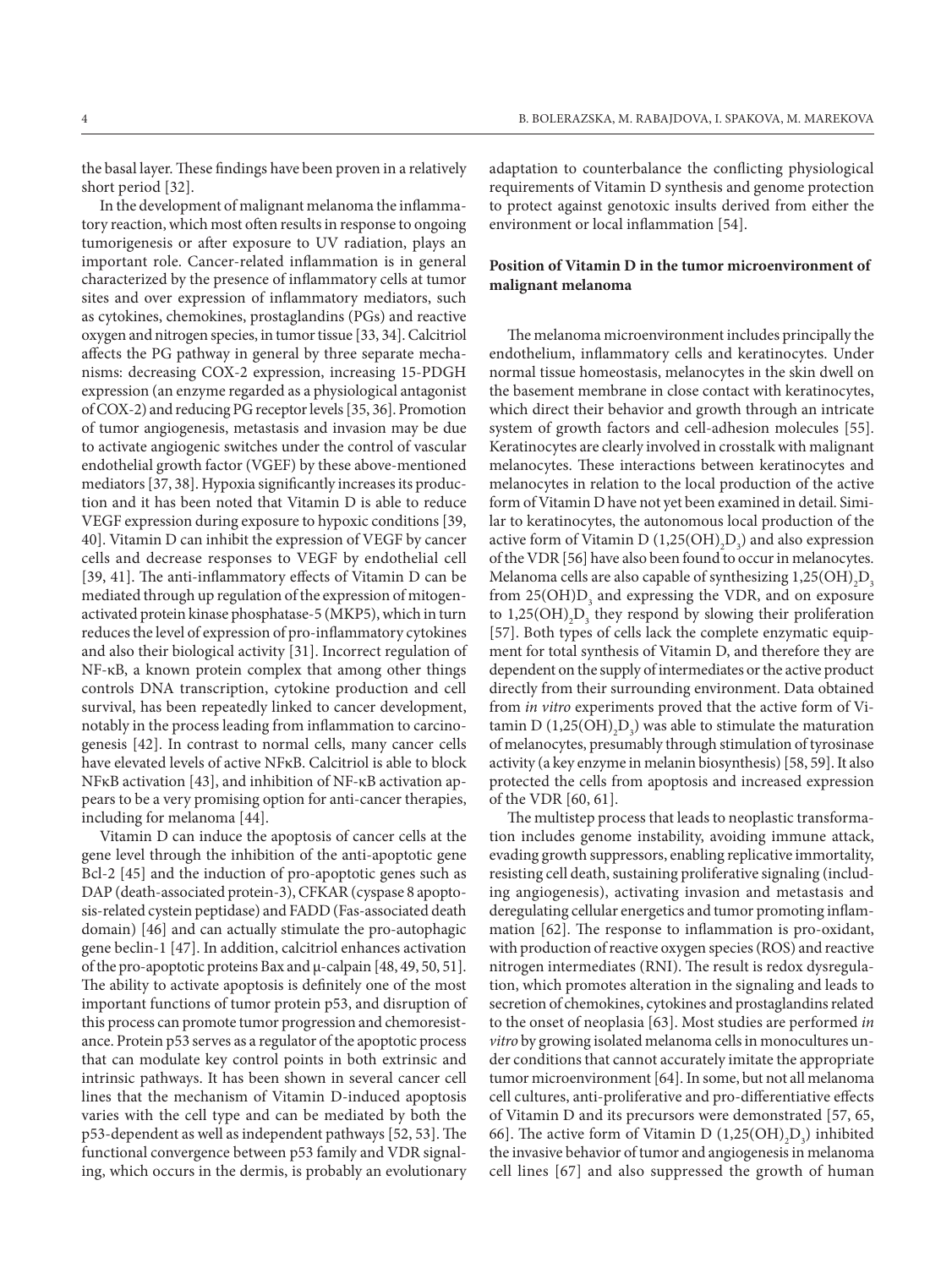the basal layer. These findings have been proven in a relatively short period [32].

In the development of malignant melanoma the inflammatory reaction, which most often results in response to ongoing tumorigenesis or after exposure to UV radiation, plays an important role. Cancer-related inflammation is in general characterized by the presence of inflammatory cells at tumor sites and over expression of inflammatory mediators, such as cytokines, chemokines, prostaglandins (PGs) and reactive oxygen and nitrogen species, in tumor tissue [33, 34]. Calcitriol affects the PG pathway in general by three separate mechanisms: decreasing COX-2 expression, increasing 15-PDGH expression (an enzyme regarded as a physiological antagonist of COX-2) and reducing PG receptor levels [35, 36]. Promotion of tumor angiogenesis, metastasis and invasion may be due to activate angiogenic switches under the control of vascular endothelial growth factor (VGEF) by these above-mentioned mediators [37, 38]. Hypoxia significantly increases its production and it has been noted that Vitamin D is able to reduce VEGF expression during exposure to hypoxic conditions [39, 40]. Vitamin D can inhibit the expression of VEGF by cancer cells and decrease responses to VEGF by endothelial cell [39, 41]. The anti-inflammatory effects of Vitamin D can be mediated through up regulation of the expression of mitogen-activated protein kinase phosphatase-5 (MKP5), which in turn reduces the level of expression of pro-inflammatory cytokines and also their biological activity [31]. Incorrect regulation of NF-κB, a known protein complex that among other things controls DNA transcription, cytokine production and cell survival, has been repeatedly linked to cancer development, notably in the process leading from inflammation to carcinogenesis [42]. In contrast to normal cells, many cancer cells have elevated levels of active NFκB. Calcitriol is able to block NFκB activation [43], and inhibition of NF-κB activation appears to be a very promising option for anti-cancer therapies, including for melanoma [44].

Vitamin D can induce the apoptosis of cancer cells at the gene level through the inhibition of the anti-apoptotic gene Bcl-2 [45] and the induction of pro-apoptotic genes such as DAP (death-associated protein-3), CFKAR (cyspase 8 apoptosis-related cystein peptidase) and FADD (Fas-associated death domain) [46] and can actually stimulate the pro-autophagic gene beclin-1 [47]. In addition, calcitriol enhances activation of the pro-apoptotic proteins Bax and μ-calpain [48, 49, 50, 51]. The ability to activate apoptosis is definitely one of the most important functions of tumor protein p53, and disruption of this process can promote tumor progression and chemoresistance. Protein p53 serves as a regulator of the apoptotic process that can modulate key control points in both extrinsic and intrinsic pathways. It has been shown in several cancer cell lines that the mechanism of Vitamin D-induced apoptosis varies with the cell type and can be mediated by both the p53-dependent as well as independent pathways [52, 53]. The functional convergence between p53 family and VDR signaling, which occurs in the dermis, is probably an evolutionary adaptation to counterbalance the conflicting physiological requirements of Vitamin D synthesis and genome protection to protect against genotoxic insults derived from either the environment or local inflammation [54].

## Position of Vitamin D in the tumor microenvironment of malignant melanoma

The melanoma microenvironment includes principally the endothelium, inflammatory cells and keratinocytes. Under normal tissue homeostasis, melanocytes in the skin dwell on the basement membrane in close contact with keratinocytes, which direct their behavior and growth through an intricate system of growth factors and cell-adhesion molecules [55]. Keratinocytes are clearly involved in crosstalk with malignant melanocytes. These interactions between keratinocytes and melanocytes in relation to the local production of the active form of Vitamin D have not yet been examined in detail. Similar to keratinocytes, the autonomous local production of the active form of Vitamin D ($1,25(OH)_2D_3$) and also expression of the VDR [56] have also been found to occur in melanocytes. Melanoma cells are also capable of synthesizing $1,25(OH)_2D_3$ from $25(OH)D_3$ and expressing the VDR, and on exposure to $1,25(OH)_2D_3$ they respond by slowing their proliferation [57]. Both types of cells lack the complete enzymatic equipment for total synthesis of Vitamin D, and therefore they are dependent on the supply of intermediates or the active product directly from their surrounding environment. Data obtained from *in vitro* experiments proved that the active form of Vitamin D ($1,25(OH)_2D_3$) was able to stimulate the maturation of melanocytes, presumably through stimulation of tyrosinase activity (a key enzyme in melanin biosynthesis) [58, 59]. It also protected the cells from apoptosis and increased expression of the VDR [60, 61].

The multistep process that leads to neoplastic transformation includes genome instability, avoiding immune attack, evading growth suppressors, enabling replicative immortality, resisting cell death, sustaining proliferative signaling (including angiogenesis), activating invasion and metastasis and deregulating cellular energetics and tumor promoting inflammation [62]. The response to inflammation is pro-oxidant, with production of reactive oxygen species (ROS) and reactive nitrogen intermediates (RNI). The result is redox dysregulation, which promotes alteration in the signaling and leads to secretion of chemokines, cytokines and prostaglandins related to the onset of neoplasia [63]. Most studies are performed *in vitro* by growing isolated melanoma cells in monocultures under conditions that cannot accurately imitate the appropriate tumor microenvironment [64]. In some, but not all melanoma cell cultures, anti-proliferative and pro-differentiative effects of Vitamin D and its precursors were demonstrated [57, 65, 66]. The active form of Vitamin D ($1,25(OH)_2D_3$) inhibited the invasive behavior of tumor and angiogenesis in melanoma cell lines [67] and also suppressed the growth of human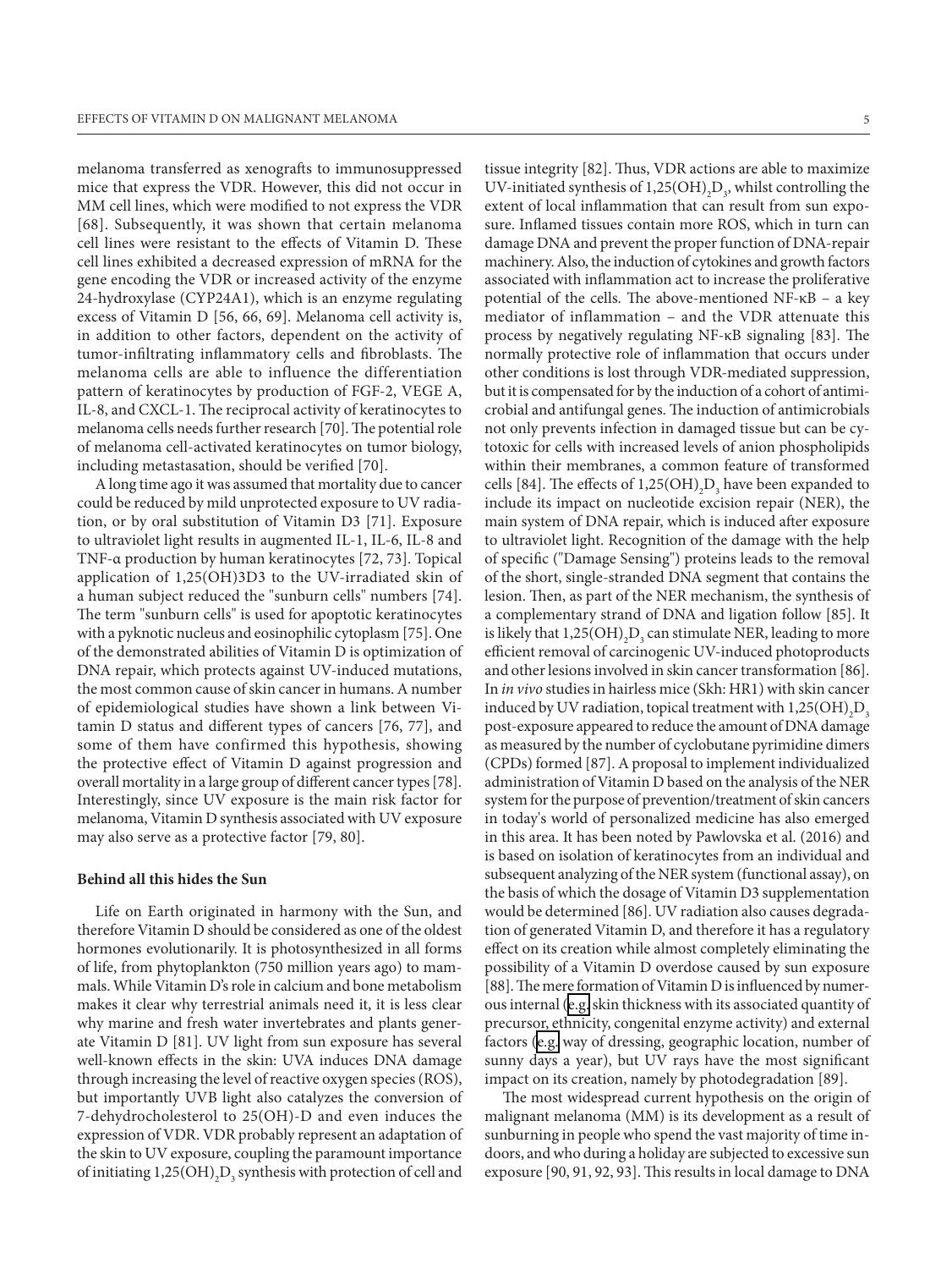melanoma transferred as xenografts to immunosuppressed mice that express the VDR. However, this did not occur in MM cell lines, which were modified to not express the VDR [68]. Subsequently, it was shown that certain melanoma cell lines were resistant to the effects of Vitamin D. These cell lines exhibited a decreased expression of mRNA for the gene encoding the VDR or increased activity of the enzyme 24-hydroxylase (CYP24A1), which is an enzyme regulating excess of Vitamin D [56, 66, 69]. Melanoma cell activity is, in addition to other factors, dependent on the activity of tumor-infiltrating inflammatory cells and fibroblasts. The melanoma cells are able to influence the differentiation pattern of keratinocytes by production of FGF-2, VEGE A, IL-8, and CXCL-1. The reciprocal activity of keratinocytes to melanoma cells needs further research [70]. The potential role of melanoma cell-activated keratinocytes on tumor biology, including metastasation, should be verified [70].

A long time ago it was assumed that mortality due to cancer could be reduced by mild unprotected exposure to UV radiation, or by oral substitution of Vitamin D3 [71]. Exposure to ultraviolet light results in augmented IL-1, IL-6, IL-8 and TNF-α production by human keratinocytes [72, 73]. Topical application of 1,25(OH)3D3 to the UV-irradiated skin of a human subject reduced the "sunburn cells" numbers [74]. The term "sunburn cells" is used for apoptotic keratinocytes with a pyknotic nucleus and eosinophilic cytoplasm [75]. One of the demonstrated abilities of Vitamin D is optimization of DNA repair, which protects against UV-induced mutations, the most common cause of skin cancer in humans. A number of epidemiological studies have shown a link between Vitamin D status and different types of cancers [76, 77], and some of them have confirmed this hypothesis, showing the protective effect of Vitamin D against progression and overall mortality in a large group of different cancer types [78]. Interestingly, since UV exposure is the main risk factor for melanoma, Vitamin D synthesis associated with UV exposure may also serve as a protective factor [79, 80].

**Behind all this hides the Sun**

Life on Earth originated in harmony with the Sun, and therefore Vitamin D should be considered as one of the oldest hormones evolutionarily. It is photosynthesized in all forms of life, from phytoplankton (750 million years ago) to mammals. While Vitamin D's role in calcium and bone metabolism makes it clear why terrestrial animals need it, it is less clear why marine and fresh water invertebrates and plants generate Vitamin D [81]. UV light from sun exposure has several well-known effects in the skin: UVA induces DNA damage through increasing the level of reactive oxygen species (ROS), but importantly UVB light also catalyzes the conversion of 7-dehydrocholesterol to 25(OH)-D and even induces the expression of VDR. VDR probably represent an adaptation of the skin to UV exposure, coupling the paramount importance of initiating $1{,}25(OH)_2D_3$ synthesis with protection of cell and tissue integrity [82]. Thus, VDR actions are able to maximize UV-initiated synthesis of $1{,}25(OH)_2D_3$, whilst controlling the extent of local inflammation that can result from sun exposure. Inflamed tissues contain more ROS, which in turn can damage DNA and prevent the proper function of DNA-repair machinery. Also, the induction of cytokines and growth factors associated with inflammation act to increase the proliferative potential of the cells. The above-mentioned NF-κB – a key mediator of inflammation – and the VDR attenuate this process by negatively regulating NF-κB signaling [83]. The normally protective role of inflammation that occurs under other conditions is lost through VDR-mediated suppression, but it is compensated for by the induction of a cohort of antimicrobial and antifungal genes. The induction of antimicrobials not only prevents infection in damaged tissue but can be cytotoxic for cells with increased levels of anion phospholipids within their membranes, a common feature of transformed cells [84]. The effects of $1{,}25(OH)_2D_3$ have been expanded to include its impact on nucleotide excision repair (NER), the main system of DNA repair, which is induced after exposure to ultraviolet light. Recognition of the damage with the help of specific ("Damage Sensing") proteins leads to the removal of the short, single-stranded DNA segment that contains the lesion. Then, as part of the NER mechanism, the synthesis of a complementary strand of DNA and ligation follow [85]. It is likely that $1{,}25(OH)_2D_3$ can stimulate NER, leading to more efficient removal of carcinogenic UV-induced photoproducts and other lesions involved in skin cancer transformation [86]. In *in vivo* studies in hairless mice (Skh: HR1) with skin cancer induced by UV radiation, topical treatment with $1{,}25(OH)_2D_3$ post-exposure appeared to reduce the amount of DNA damage as measured by the number of cyclobutane pyrimidine dimers (CPDs) formed [87]. A proposal to implement individualized administration of Vitamin D based on the analysis of the NER system for the purpose of prevention/treatment of skin cancers in today's world of personalized medicine has also emerged in this area. It has been noted by Pawlovska et al. (2016) and is based on isolation of keratinocytes from an individual and subsequent analyzing of the NER system (functional assay), on the basis of which the dosage of Vitamin D3 supplementation would be determined [86]. UV radiation also causes degradation of generated Vitamin D, and therefore it has a regulatory effect on its creation while almost completely eliminating the possibility of a Vitamin D overdose caused by sun exposure [88]. The mere formation of Vitamin D is influenced by numerous internal (e.g. skin thickness with its associated quantity of precursor, ethnicity, congenital enzyme activity) and external factors (e.g. way of dressing, geographic location, number of sunny days a year), but UV rays have the most significant impact on its creation, namely by photodegradation [89].

The most widespread current hypothesis on the origin of malignant melanoma (MM) is its development as a result of sunburning in people who spend the vast majority of time indoors, and who during a holiday are subjected to excessive sun exposure [90, 91, 92, 93]. This results in local damage to DNA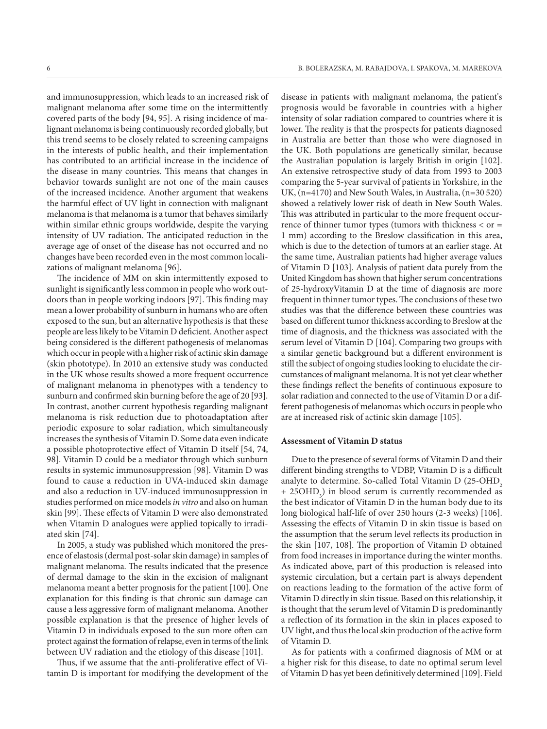and immunosuppression, which leads to an increased risk of malignant melanoma after some time on the intermittently covered parts of the body [94, 95]. A rising incidence of malignant melanoma is being continuously recorded globally, but this trend seems to be closely related to screening campaigns in the interests of public health, and their implementation has contributed to an artificial increase in the incidence of the disease in many countries. This means that changes in behavior towards sunlight are not one of the main causes of the increased incidence. Another argument that weakens the harmful effect of UV light in connection with malignant melanoma is that melanoma is a tumor that behaves similarly within similar ethnic groups worldwide, despite the varying intensity of UV radiation. The anticipated reduction in the average age of onset of the disease has not occurred and no changes have been recorded even in the most common localizations of malignant melanoma [96].

The incidence of MM on skin intermittently exposed to sunlight is significantly less common in people who work outdoors than in people working indoors [97]. This finding may mean a lower probability of sunburn in humans who are often exposed to the sun, but an alternative hypothesis is that these people are less likely to be Vitamin D deficient. Another aspect being considered is the different pathogenesis of melanomas which occur in people with a higher risk of actinic skin damage (skin phototype). In 2010 an extensive study was conducted in the UK whose results showed a more frequent occurrence of malignant melanoma in phenotypes with a tendency to sunburn and confirmed skin burning before the age of 20 [93]. In contrast, another current hypothesis regarding malignant melanoma is risk reduction due to photoadaptation after periodic exposure to solar radiation, which simultaneously increases the synthesis of Vitamin D. Some data even indicate a possible photoprotective effect of Vitamin D itself [54, 74, 98]. Vitamin D could be a mediator through which sunburn results in systemic immunosuppression [98]. Vitamin D was found to cause a reduction in UVA-induced skin damage and also a reduction in UV-induced immunosuppression in studies performed on mice models *in vitro* and also on human skin [99]. These effects of Vitamin D were also demonstrated when Vitamin D analogues were applied topically to irradiated skin [74].

In 2005, a study was published which monitored the presence of elastosis (dermal post-solar skin damage) in samples of malignant melanoma. The results indicated that the presence of dermal damage to the skin in the excision of malignant melanoma meant a better prognosis for the patient [100]. One explanation for this finding is that chronic sun damage can cause a less aggressive form of malignant melanoma. Another possible explanation is that the presence of higher levels of Vitamin D in individuals exposed to the sun more often can protect against the formation of relapse, even in terms of the link between UV radiation and the etiology of this disease [101].

Thus, if we assume that the anti-proliferative effect of Vitamin D is important for modifying the development of the disease in patients with malignant melanoma, the patient's prognosis would be favorable in countries with a higher intensity of solar radiation compared to countries where it is lower. The reality is that the prospects for patients diagnosed in Australia are better than those who were diagnosed in the UK. Both populations are genetically similar, because the Australian population is largely British in origin [102]. An extensive retrospective study of data from 1993 to 2003 comparing the 5-year survival of patients in Yorkshire, in the UK, (n=4170) and New South Wales, in Australia, (n=30 520) showed a relatively lower risk of death in New South Wales. This was attributed in particular to the more frequent occurrence of thinner tumor types (tumors with thickness < or = 1 mm) according to the Breslow classification in this area, which is due to the detection of tumors at an earlier stage. At the same time, Australian patients had higher average values of Vitamin D [103]. Analysis of patient data purely from the United Kingdom has shown that higher serum concentrations of 25-hydroxyVitamin D at the time of diagnosis are more frequent in thinner tumor types. The conclusions of these two studies was that the difference between these countries was based on different tumor thickness according to Breslow at the time of diagnosis, and the thickness was associated with the serum level of Vitamin D [104]. Comparing two groups with a similar genetic background but a different environment is still the subject of ongoing studies looking to elucidate the circumstances of malignant melanoma. It is not yet clear whether these findings reflect the benefits of continuous exposure to solar radiation and connected to the use of Vitamin D or a different pathogenesis of melanomas which occurs in people who are at increased risk of actinic skin damage [105].

### Assessment of Vitamin D status

Due to the presence of several forms of Vitamin D and their different binding strengths to VDBP, Vitamin D is a difficult analyte to determine. So-called Total Vitamin D (25-OHD$_2$ + 25OHD$_3$) in blood serum is currently recommended as the best indicator of Vitamin D in the human body due to its long biological half-life of over 250 hours (2-3 weeks) [106]. Assessing the effects of Vitamin D in skin tissue is based on the assumption that the serum level reflects its production in the skin [107, 108]. The proportion of Vitamin D obtained from food increases in importance during the winter months. As indicated above, part of this production is released into systemic circulation, but a certain part is always dependent on reactions leading to the formation of the active form of Vitamin D directly in skin tissue. Based on this relationship, it is thought that the serum level of Vitamin D is predominantly a reflection of its formation in the skin in places exposed to UV light, and thus the local skin production of the active form of Vitamin D.

As for patients with a confirmed diagnosis of MM or at a higher risk for this disease, to date no optimal serum level of Vitamin D has yet been definitively determined [109]. Field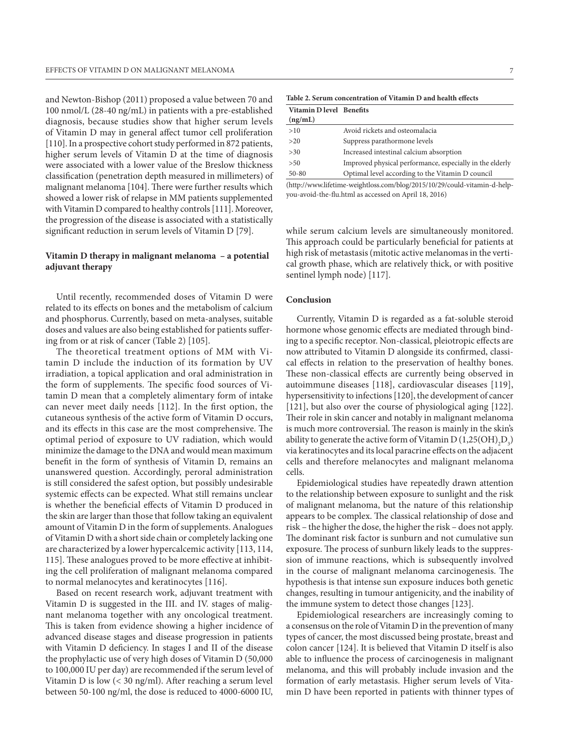and Newton-Bishop (2011) proposed a value between 70 and 100 nmol/L (28-40 ng/mL) in patients with a pre-established diagnosis, because studies show that higher serum levels of Vitamin D may in general affect tumor cell proliferation [110]. In a prospective cohort study performed in 872 patients, higher serum levels of Vitamin D at the time of diagnosis were associated with a lower value of the Breslow thickness classification (penetration depth measured in millimeters) of malignant melanoma [104]. There were further results which showed a lower risk of relapse in MM patients supplemented with Vitamin D compared to healthy controls [111]. Moreover, the progression of the disease is associated with a statistically significant reduction in serum levels of Vitamin D [79].

## Vitamin D therapy in malignant melanoma – a potential adjuvant therapy

Until recently, recommended doses of Vitamin D were related to its effects on bones and the metabolism of calcium and phosphorus. Currently, based on meta-analyses, suitable doses and values are also being established for patients suffering from or at risk of cancer (Table 2) [105].

The theoretical treatment options of MM with Vitamin D include the induction of its formation by UV irradiation, a topical application and oral administration in the form of supplements. The specific food sources of Vitamin D mean that a completely alimentary form of intake can never meet daily needs [112]. In the first option, the cutaneous synthesis of the active form of Vitamin D occurs, and its effects in this case are the most comprehensive. The optimal period of exposure to UV radiation, which would minimize the damage to the DNA and would mean maximum benefit in the form of synthesis of Vitamin D, remains an unanswered question. Accordingly, peroral administration is still considered the safest option, but possibly undesirable systemic effects can be expected. What still remains unclear is whether the beneficial effects of Vitamin D produced in the skin are larger than those that follow taking an equivalent amount of Vitamin D in the form of supplements. Analogues of Vitamin D with a short side chain or completely lacking one are characterized by a lower hypercalcemic activity [113, 114, 115]. These analogues proved to be more effective at inhibiting the cell proliferation of malignant melanoma compared to normal melanocytes and keratinocytes [116].

Based on recent research work, adjuvant treatment with Vitamin D is suggested in the III. and IV. stages of malignant melanoma together with any oncological treatment. This is taken from evidence showing a higher incidence of advanced disease stages and disease progression in patients with Vitamin D deficiency. In stages I and II of the disease the prophylactic use of very high doses of Vitamin D (50,000 to 100,000 IU per day) are recommended if the serum level of Vitamin D is low (< 30 ng/mL). After reaching a serum level between 50-100 ng/ml, the dose is reduced to 4000-6000 IU, while serum calcium levels are simultaneously monitored. This approach could be particularly beneficial for patients at high risk of metastasis (mitotic active melanomas in the vertical growth phase, which are relatively thick, or with positive sentinel lymph node) [117].

**Table 2. Serum concentration of Vitamin D and health effects**

| Vitamin D level (ng/mL) | Benefits |
|---|---|
| >10 | Avoid rickets and osteomalacia |
| >20 | Suppress parathormone levels |
| >30 | Increased intestinal calcium absorption |
| >50 | Improved physical performance, especially in the elderly |
| 50-80 | Optimal level according to the Vitamin D council |

(http://www.lifetime-weightloss.com/blog/2015/10/29/could-vitamin-d-help-you-avoid-the-flu.html as accessed on April 18, 2016)

## Conclusion

Currently, Vitamin D is regarded as a fat-soluble steroid hormone whose genomic effects are mediated through binding to a specific receptor. Non-classical, pleiotropic effects are now attributed to Vitamin D alongside its confirmed, classical effects in relation to the preservation of healthy bones. These non-classical effects are currently being observed in autoimmune diseases [118], cardiovascular diseases [119], hypersensitivity to infections [120], the development of cancer [121], but also over the course of physiological aging [122]. Their role in skin cancer and notably in malignant melanoma is much more controversial. The reason is mainly in the skin's ability to generate the active form of Vitamin D ($1{,}25(OH)_2D_3$) via keratinocytes and its local paracrine effects on the adjacent cells and therefore melanocytes and malignant melanoma cells.

Epidemiological studies have repeatedly drawn attention to the relationship between exposure to sunlight and the risk of malignant melanoma, but the nature of this relationship appears to be complex. The classical relationship of dose and risk – the higher the dose, the higher the risk – does not apply. The dominant risk factor is sunburn and not cumulative sun exposure. The process of sunburn likely leads to the suppression of immune reactions, which is subsequently involved in the course of malignant melanoma carcinogenesis. The hypothesis is that intense sun exposure induces both genetic changes, resulting in tumour antigenicity, and the inability of the immune system to detect those changes [123].

Epidemiological researchers are increasingly coming to a consensus on the role of Vitamin D in the prevention of many types of cancer, the most discussed being prostate, breast and colon cancer [124]. It is believed that Vitamin D itself is also able to influence the process of carcinogenesis in malignant melanoma, and this will probably include invasion and the formation of early metastasis. Higher serum levels of Vitamin D have been reported in patients with thinner types of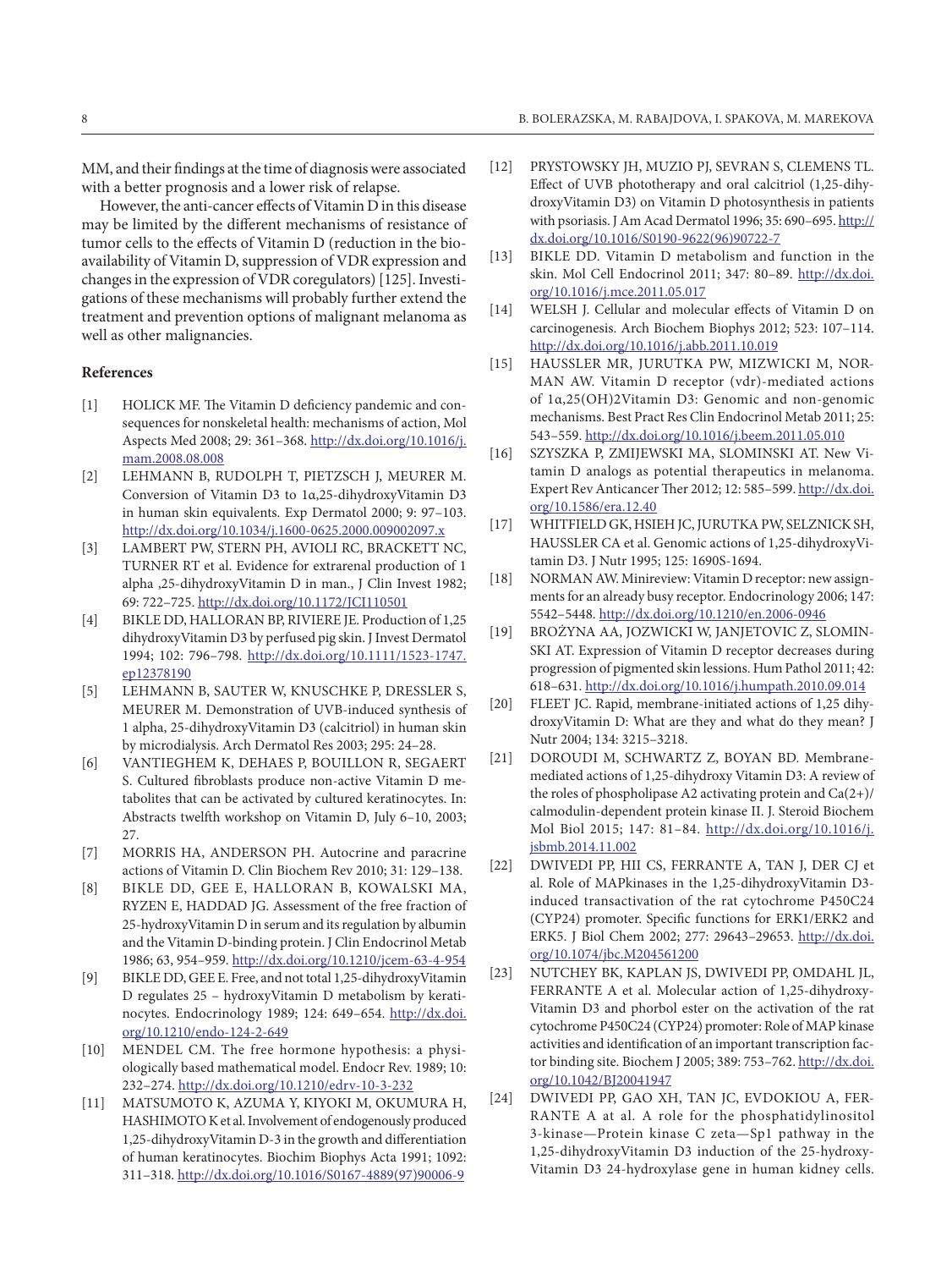MM, and their findings at the time of diagnosis were associated with a better prognosis and a lower risk of relapse.

However, the anti-cancer effects of Vitamin D in this disease may be limited by the different mechanisms of resistance of tumor cells to the effects of Vitamin D (reduction in the bioavailability of Vitamin D, suppression of VDR expression and changes in the expression of VDR coregulators) [125]. Investigations of these mechanisms will probably further extend the treatment and prevention options of malignant melanoma as well as other malignancies.

## References

[1] HOLICK MF. The Vitamin D deficiency pandemic and consequences for nonskeletal health: mechanisms of action, Mol Aspects Med 2008; 29: 361–368. http://dx.doi.org/10.1016/j.mam.2008.08.008

[2] LEHMANN B, RUDOLPH T, PIETZSCH J, MEURER M. Conversion of Vitamin D3 to 1α,25-dihydroxyVitamin D3 in human skin equivalents. Exp Dermatol 2000; 9: 97–103. http://dx.doi.org/10.1034/j.1600-0625.2000.009002097.x

[3] LAMBERT PW, STERN PH, AVIOLI RC, BRACKETT NC, TURNER RT et al. Evidence for extrarenal production of 1 alpha ,25-dihydroxyVitamin D in man., J Clin Invest 1982; 69: 722–725. http://dx.doi.org/10.1172/JCI110501

[4] BIKLE DD, HALLORAN BP, RIVIERE JE. Production of 1,25 dihydroxyVitamin D3 by perfused pig skin. J Invest Dermatol 1994; 102: 796–798. http://dx.doi.org/10.1111/1523-1747.ep12378190

[5] LEHMANN B, SAUTER W, KNUSCHKE P, DRESSLER S, MEURER M. Demonstration of UVB-induced synthesis of 1 alpha, 25-dihydroxyVitamin D3 (calcitriol) in human skin by microdialysis. Arch Dermatol Res 2003; 295: 24–28.

[6] VANTIEGHEM K, DEHAES P, BOUILLON R, SEGAERT S. Cultured fibroblasts produce non-active Vitamin D metabolites that can be activated by cultured keratinocytes. In: Abstracts twelfth workshop on Vitamin D, July 6–10, 2003; 27.

[7] MORRIS HA, ANDERSON PH. Autocrine and paracrine actions of Vitamin D. Clin Biochem Rev 2010; 31: 129–138.

[8] BIKLE DD, GEE E, HALLORAN B, KOWALSKI MA, RYZEN E, HADDAD JG. Assessment of the free fraction of 25-hydroxyVitamin D in serum and its regulation by albumin and the Vitamin D-binding protein. J Clin Endocrinol Metab 1986; 63, 954–959. http://dx.doi.org/10.1210/jcem-63-4-954

[9] BIKLE DD, GEE E. Free, and not total 1,25-dihydroxyVitamin D regulates 25 – hydroxyVitamin D metabolism by keratinocytes. Endocrinology 1989; 124: 649–654. http://dx.doi.org/10.1210/endo-124-2-649

[10] MENDEL CM. The free hormone hypothesis: a physiologically based mathematical model. Endocr Rev. 1989; 10: 232–274. http://dx.doi.org/10.1210/edrv-10-3-232

[11] MATSUMOTO K, AZUMA Y, KIYOKI M, OKUMURA H, HASHIMOTO K et al. Involvement of endogenously produced 1,25-dihydroxyVitamin D-3 in the growth and differentiation of human keratinocytes. Biochim Biophys Acta 1991; 1092: 311–318. http://dx.doi.org/10.1016/S0167-4889(97)90006-9

[12] PRYSTOWSKY JH, MUZIO PJ, SEVRAN S, CLEMENS TL. Effect of UVB phototherapy and oral calcitriol (1,25-dihydroxyVitamin D3) on Vitamin D photosynthesis in patients with psoriasis. J Am Acad Dermatol 1996; 35: 690–695. http://dx.doi.org/10.1016/S0190-9622(96)90722-7

[13] BIKLE DD. Vitamin D metabolism and function in the skin. Mol Cell Endocrinol 2011; 347: 80–89. http://dx.doi.org/10.1016/j.mce.2011.05.017

[14] WELSH J. Cellular and molecular effects of Vitamin D on carcinogenesis. Arch Biochem Biophys 2012; 523: 107–114. http://dx.doi.org/10.1016/j.abb.2011.10.019

[15] HAUSSLER MR, JURUTKA PW, MIZWICKI M, NORMAN AW. Vitamin D receptor (vdr)-mediated actions of 1α,25(OH)2Vitamin D3: Genomic and non-genomic mechanisms. Best Pract Res Clin Endocrinol Metab 2011; 25: 543–559. http://dx.doi.org/10.1016/j.beem.2011.05.010

[16] SZYSZKA P, ZMIJEWSKI MA, SLOMINSKI AT. New Vitamin D analogs as potential therapeutics in melanoma. Expert Rev Anticancer Ther 2012; 12: 585–599. http://dx.doi.org/10.1586/era.12.40

[17] WHITFIELD GK, HSIEH JC, JURUTKA PW, SELZNICK SH, HAUSSLER CA et al. Genomic actions of 1,25-dihydroxyVitamin D3. J Nutr 1995; 125: 1690S-1694.

[18] NORMAN AW. Minireview: Vitamin D receptor: new assignments for an already busy receptor. Endocrinology 2006; 147: 5542–5448. http://dx.doi.org/10.1210/en.2006-0946

[19] BROŻYNA AA, JOZWICKI W, JANJETOVIC Z, SLOMINSKI AT. Expression of Vitamin D receptor decreases during progression of pigmented skin lessions. Hum Pathol 2011; 42: 618–631. http://dx.doi.org/10.1016/j.humpath.2010.09.014

[20] FLEET JC. Rapid, membrane-initiated actions of 1,25 dihydroxyVitamin D: What are they and what do they mean? J Nutr 2004; 134: 3215–3218.

[21] DOROUDI M, SCHWARTZ Z, BOYAN BD. Membrane-mediated actions of 1,25-dihydroxy Vitamin D3: A review of the roles of phospholipase A2 activating protein and Ca(2+)/calmodulin-dependent protein kinase II. J. Steroid Biochem Mol Biol 2015; 147: 81–84. http://dx.doi.org/10.1016/j.jsbmb.2014.11.002

[22] DWIVEDI PP, HII CS, FERRANTE A, TAN J, DER CJ et al. Role of MAPkinases in the 1,25-dihydroxyVitamin D3-induced transactivation of the rat cytochrome P450C24 (CYP24) promoter. Specific functions for ERK1/ERK2 and ERK5. J Biol Chem 2002; 277: 29643–29653. http://dx.doi.org/10.1074/jbc.M204561200

[23] NUTCHEY BK, KAPLAN JS, DWIVEDI PP, OMDAHL JL, FERRANTE A et al. Molecular action of 1,25-dihydroxyVitamin D3 and phorbol ester on the activation of the rat cytochrome P450C24 (CYP24) promoter: Role of MAP kinase activities and identification of an important transcription factor binding site. Biochem J 2005; 389: 753–762. http://dx.doi.org/10.1042/BJ20041947

[24] DWIVEDI PP, GAO XH, TAN JC, EVDOKIOU A, FERRANTE A at al. A role for the phosphatidylinositol 3-kinase—Protein kinase C zeta—Sp1 pathway in the 1,25-dihydroxyVitamin D3 induction of the 25-hydroxyVitamin D3 24-hydroxylase gene in human kidney cells.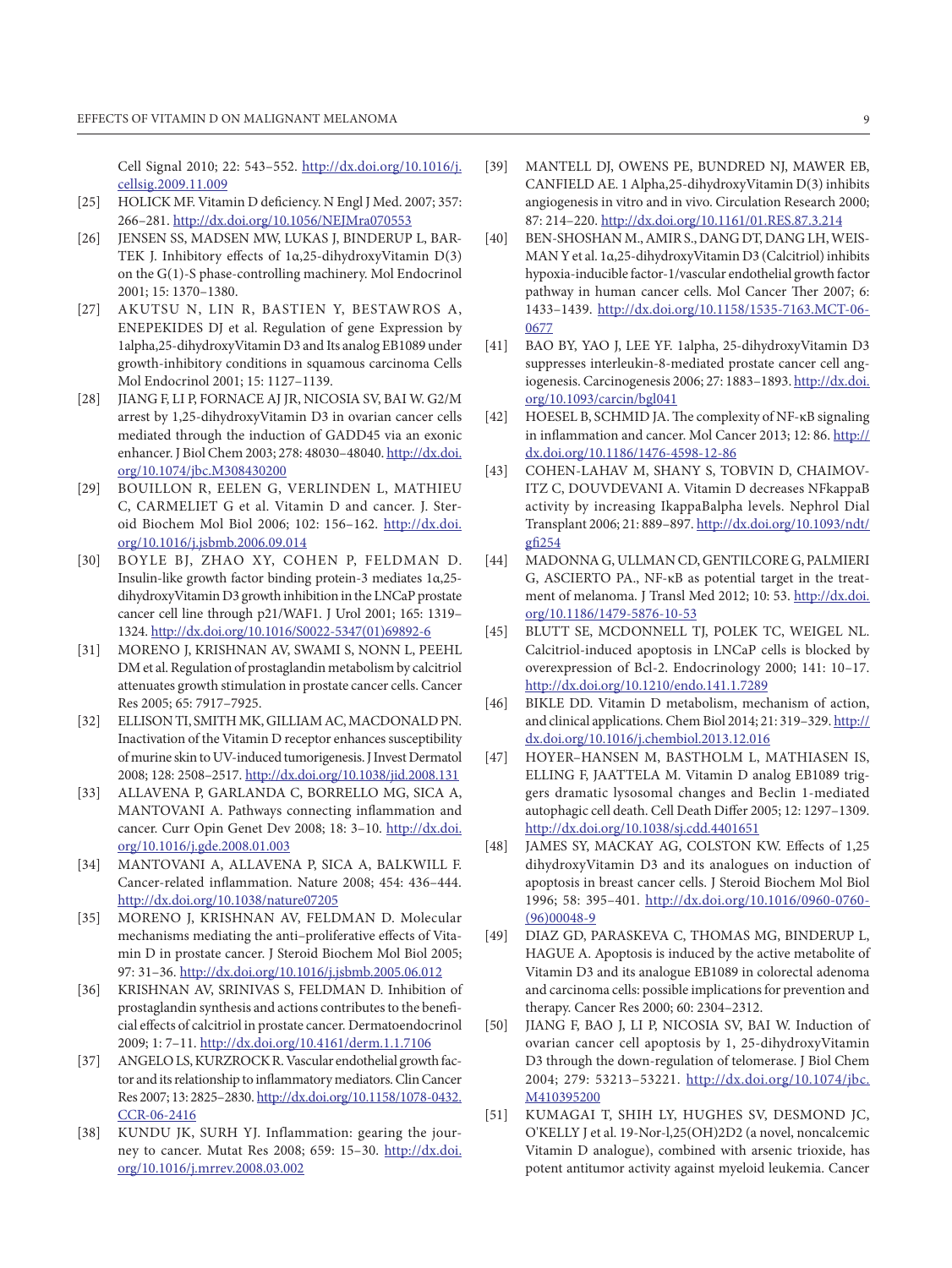Cell Signal 2010; 22: 543–552. http://dx.doi.org/10.1016/j.cellsig.2009.11.009

[25] HOLICK MF. Vitamin D deficiency. N Engl J Med. 2007; 357: 266–281. http://dx.doi.org/10.1056/NEJMra070553

[26] JENSEN SS, MADSEN MW, LUKAS J, BINDERUP L, BARTEK J. Inhibitory effects of 1α,25-dihydroxyVitamin D(3) on the G(1)-S phase-controlling machinery. Mol Endocrinol 2001; 15: 1370–1380.

[27] AKUTSU N, LIN R, BASTIEN Y, BESTAWROS A, ENEPEKIDES DJ et al. Regulation of gene Expression by 1alpha,25-dihydroxyVitamin D3 and Its analog EB1089 under growth-inhibitory conditions in squamous carcinoma Cells Mol Endocrinol 2001; 15: 1127–1139.

[28] JIANG F, LI P, FORNACE AJ JR, NICOSIA SV, BAI W. G2/M arrest by 1,25-dihydroxyVitamin D3 in ovarian cancer cells mediated through the induction of GADD45 via an exonic enhancer. J Biol Chem 2003; 278: 48030–48040. http://dx.doi.org/10.1074/jbc.M308430200

[29] BOUILLON R, EELEN G, VERLINDEN L, MATHIEU C, CARMELIET G et al. Vitamin D and cancer. J. Steroid Biochem Mol Biol 2006; 102: 156–162. http://dx.doi.org/10.1016/j.jsbmb.2006.09.014

[30] BOYLE BJ, ZHAO XY, COHEN P, FELDMAN D. Insulin-like growth factor binding protein-3 mediates 1α,25-dihydroxyVitamin D3 growth inhibition in the LNCaP prostate cancer cell line through p21/WAF1. J Urol 2001; 165: 1319–1324. http://dx.doi.org/10.1016/S0022-5347(01)69892-6

[31] MORENO J, KRISHNAN AV, SWAMI S, NONN L, PEEHL DM et al. Regulation of prostaglandin metabolism by calcitriol attenuates growth stimulation in prostate cancer cells. Cancer Res 2005; 65: 7917–7925.

[32] ELLISON TI, SMITH MK, GILLIAM AC, MACDONALD PN. Inactivation of the Vitamin D receptor enhances susceptibility of murine skin to UV-induced tumorigenesis. J Invest Dermatol 2008; 128: 2508–2517. http://dx.doi.org/10.1038/jid.2008.131

[33] ALLAVENA P, GARLANDA C, BORRELLO MG, SICA A, MANTOVANI A. Pathways connecting inflammation and cancer. Curr Opin Genet Dev 2008; 18: 3–10. http://dx.doi.org/10.1016/j.gde.2008.01.003

[34] MANTOVANI A, ALLAVENA P, SICA A, BALKWILL F. Cancer-related inflammation. Nature 2008; 454: 436–444. http://dx.doi.org/10.1038/nature07205

[35] MORENO J, KRISHNAN AV, FELDMAN D. Molecular mechanisms mediating the anti–proliferative effects of Vitamin D in prostate cancer. J Steroid Biochem Mol Biol 2005; 97: 31–36. http://dx.doi.org/10.1016/j.jsbmb.2005.06.012

[36] KRISHNAN AV, SRINIVAS S, FELDMAN D. Inhibition of prostaglandin synthesis and actions contributes to the beneficial effects of calcitriol in prostate cancer. Dermatoendocrinol 2009; 1: 7–11. http://dx.doi.org/10.4161/derm.1.1.7106

[37] ANGELO LS, KURZROCK R. Vascular endothelial growth factor and its relationship to inflammatory mediators. Clin Cancer Res 2007; 13: 2825–2830. http://dx.doi.org/10.1158/1078-0432.CCR-06-2416

[38] KUNDU JK, SURH YJ. Inflammation: gearing the journey to cancer. Mutat Res 2008; 659: 15–30. http://dx.doi.org/10.1016/j.mrrev.2008.03.002

[39] MANTELL DJ, OWENS PE, BUNDRED NJ, MAWER EB, CANFIELD AE. 1 Alpha,25-dihydroxyVitamin D(3) inhibits angiogenesis in vitro and in vivo. Circulation Research 2000; 87: 214–220. http://dx.doi.org/10.1161/01.RES.87.3.214

[40] BEN-SHOSHAN M., AMIR S., DANG DT, DANG LH, WEISMAN Y et al. 1α,25-dihydroxyVitamin D3 (Calcitriol) inhibits hypoxia-inducible factor-1/vascular endothelial growth factor pathway in human cancer cells. Mol Cancer Ther 2007; 6: 1433–1439. http://dx.doi.org/10.1158/1535-7163.MCT-06-0677

[41] BAO BY, YAO J, LEE YF. 1alpha, 25-dihydroxyVitamin D3 suppresses interleukin-8-mediated prostate cancer cell angiogenesis. Carcinogenesis 2006; 27: 1883–1893. http://dx.doi.org/10.1093/carcin/bgl041

[42] HOESEL B, SCHMID JA. The complexity of NF-κB signaling in inflammation and cancer. Mol Cancer 2013; 12: 86. http://dx.doi.org/10.1186/1476-4598-12-86

[43] COHEN-LAHAV M, SHANY S, TOBVIN D, CHAIMOVITZ C, DOUVDEVANI A. Vitamin D decreases NFkappaB activity by increasing IkappaBalpha levels. Nephrol Dial Transplant 2006; 21: 889–897. http://dx.doi.org/10.1093/ndt/gfi254

[44] MADONNA G, ULLMAN CD, GENTILCORE G, PALMIERI G, ASCIERTO PA., NF-κB as potential target in the treatment of melanoma. J Transl Med 2012; 10: 53. http://dx.doi.org/10.1186/1479-5876-10-53

[45] BLUTT SE, MCDONNELL TJ, POLEK TC, WEIGEL NL. Calcitriol-induced apoptosis in LNCaP cells is blocked by overexpression of Bcl-2. Endocrinology 2000; 141: 10–17. http://dx.doi.org/10.1210/endo.141.1.7289

[46] BIKLE DD. Vitamin D metabolism, mechanism of action, and clinical applications. Chem Biol 2014; 21: 319–329. http://dx.doi.org/10.1016/j.chembiol.2013.12.016

[47] HOYER–HANSEN M, BASTHOLM L, MATHIASEN IS, ELLING F, JAATTELA M. Vitamin D analog EB1089 triggers dramatic lysosomal changes and Beclin 1-mediated autophagic cell death. Cell Death Differ 2005; 12: 1297–1309. http://dx.doi.org/10.1038/sj.cdd.4401651

[48] JAMES SY, MACKAY AG, COLSTON KW. Effects of 1,25 dihydroxyVitamin D3 and its analogues on induction of apoptosis in breast cancer cells. J Steroid Biochem Mol Biol 1996; 58: 395–401. http://dx.doi.org/10.1016/0960-0760-(96)00048-9

[49] DIAZ GD, PARASKEVA C, THOMAS MG, BINDERUP L, HAGUE A. Apoptosis is induced by the active metabolite of Vitamin D3 and its analogue EB1089 in colorectal adenoma and carcinoma cells: possible implications for prevention and therapy. Cancer Res 2000; 60: 2304–2312.

[50] JIANG F, BAO J, LI P, NICOSIA SV, BAI W. Induction of ovarian cancer cell apoptosis by 1, 25-dihydroxyVitamin D3 through the down-regulation of telomerase. J Biol Chem 2004; 279: 53213–53221. http://dx.doi.org/10.1074/jbc.M410395200

[51] KUMAGAI T, SHIH LY, HUGHES SV, DESMOND JC, O'KELLY J et al. 19-Nor-l,25(OH)2D2 (a novel, noncalcemic Vitamin D analogue), combined with arsenic trioxide, has potent antitumor activity against myeloid leukemia. Cancer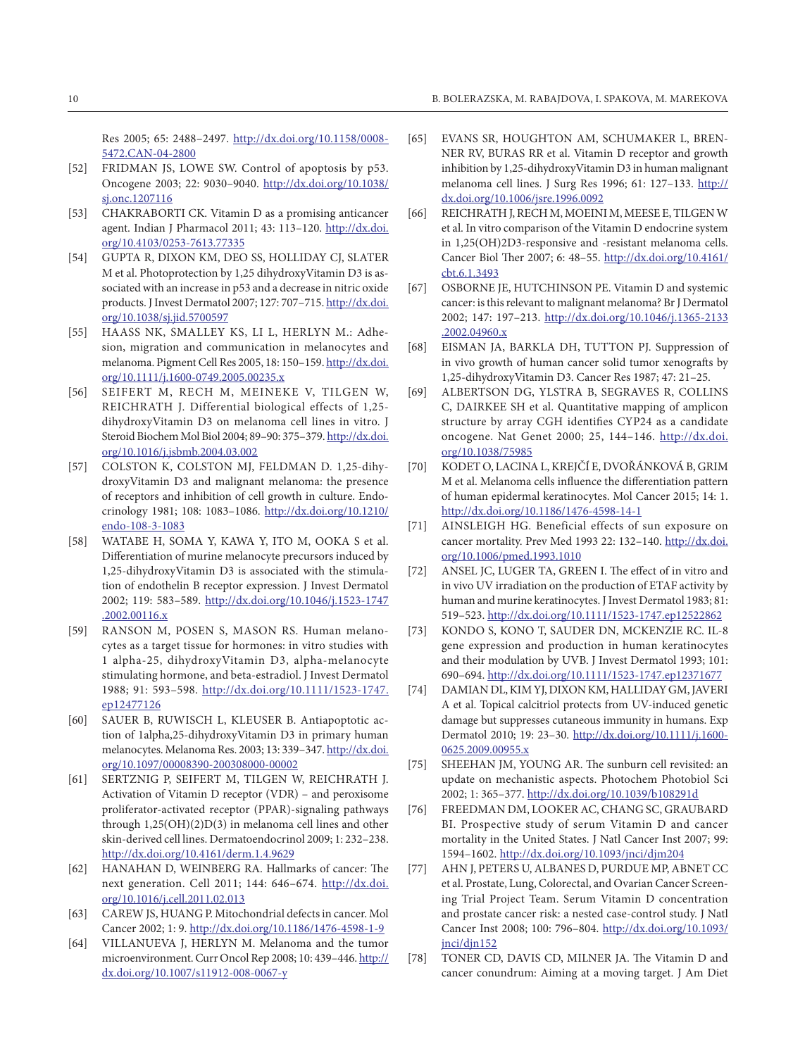Res 2005; 65: 2488–2497. http://dx.doi.org/10.1158/0008-5472.CAN-04-2800

[52] FRIDMAN JS, LOWE SW. Control of apoptosis by p53. Oncogene 2003; 22: 9030–9040. http://dx.doi.org/10.1038/sj.onc.1207116

[53] CHAKRABORTI CK. Vitamin D as a promising anticancer agent. Indian J Pharmacol 2011; 43: 113–120. http://dx.doi.org/10.4103/0253-7613.77335

[54] GUPTA R, DIXON KM, DEO SS, HOLLIDAY CJ, SLATER M et al. Photoprotection by 1,25 dihydroxyVitamin D3 is associated with an increase in p53 and a decrease in nitric oxide products. J Invest Dermatol 2007; 127: 707–715. http://dx.doi.org/10.1038/sj.jid.5700597

[55] HAASS NK, SMALLEY KS, LI L, HERLYN M.: Adhesion, migration and communication in melanocytes and melanoma. Pigment Cell Res 2005, 18: 150–159. http://dx.doi.org/10.1111/j.1600-0749.2005.00235.x

[56] SEIFERT M, RECH M, MEINEKE V, TILGEN W, REICHRATH J. Differential biological effects of 1,25-dihydroxyVitamin D3 on melanoma cell lines in vitro. J Steroid Biochem Mol Biol 2004; 89–90: 375–379. http://dx.doi.org/10.1016/j.jsbmb.2004.03.002

[57] COLSTON K, COLSTON MJ, FELDMAN D. 1,25-dihydroxyVitamin D3 and malignant melanoma: the presence of receptors and inhibition of cell growth in culture. Endocrinology 1981; 108: 1083–1086. http://dx.doi.org/10.1210/endo-108-3-1083

[58] WATABE H, SOMA Y, KAWA Y, ITO M, OOKA S et al. Differentiation of murine melanocyte precursors induced by 1,25-dihydroxyVitamin D3 is associated with the stimulation of endothelin B receptor expression. J Invest Dermatol 2002; 119: 583–589. http://dx.doi.org/10.1046/j.1523-1747.2002.00116.x

[59] RANSON M, POSEN S, MASON RS. Human melanocytes as a target tissue for hormones: in vitro studies with 1 alpha-25, dihydroxyVitamin D3, alpha-melanocyte stimulating hormone, and beta-estradiol. J Invest Dermatol 1988; 91: 593–598. http://dx.doi.org/10.1111/1523-1747.ep12477126

[60] SAUER B, RUWISCH L, KLEUSER B. Antiapoptotic action of 1alpha,25-dihydroxyVitamin D3 in primary human melanocytes. Melanoma Res. 2003; 13: 339–347. http://dx.doi.org/10.1097/00008390-200308000-00002

[61] SERTZNIG P, SEIFERT M, TILGEN W, REICHRATH J. Activation of Vitamin D receptor (VDR) – and peroxisome proliferator-activated receptor (PPAR)-signaling pathways through 1,25(OH)(2)D(3) in melanoma cell lines and other skin-derived cell lines. Dermatoendocrinol 2009; 1: 232–238. http://dx.doi.org/10.4161/derm.1.4.9629

[62] HANAHAN D, WEINBERG RA. Hallmarks of cancer: The next generation. Cell 2011; 144: 646–674. http://dx.doi.org/10.1016/j.cell.2011.02.013

[63] CAREW JS, HUANG P. Mitochondrial defects in cancer. Mol Cancer 2002; 1: 9. http://dx.doi.org/10.1186/1476-4598-1-9

[64] VILLANUEVA J, HERLYN M. Melanoma and the tumor microenvironment. Curr Oncol Rep 2008; 10: 439–446. http://dx.doi.org/10.1007/s11912-008-0067-y

[65] EVANS SR, HOUGHTON AM, SCHUMAKER L, BRENNER RV, BURAS RR et al. Vitamin D receptor and growth inhibition by 1,25-dihydroxyVitamin D3 in human malignant melanoma cell lines. J Surg Res 1996; 61: 127–133. http://dx.doi.org/10.1006/jsre.1996.0092

[66] REICHRATH J, RECH M, MOEINI M, MEESE E, TILGEN W et al. In vitro comparison of the Vitamin D endocrine system in 1,25(OH)2D3-responsive and -resistant melanoma cells. Cancer Biol Ther 2007; 6: 48–55. http://dx.doi.org/10.4161/cbt.6.1.3493

[67] OSBORNE JE, HUTCHINSON PE. Vitamin D and systemic cancer: is this relevant to malignant melanoma? Br J Dermatol 2002; 147: 197–213. http://dx.doi.org/10.1046/j.1365-2133.2002.04960.x

[68] EISMAN JA, BARKLA DH, TUTTON PJ. Suppression of in vivo growth of human cancer solid tumor xenografts by 1,25-dihydroxyVitamin D3. Cancer Res 1987; 47: 21–25.

[69] ALBERTSON DG, YLSTRA B, SEGRAVES R, COLLINS C, DAIRKEE SH et al. Quantitative mapping of amplicon structure by array CGH identifies CYP24 as a candidate oncogene. Nat Genet 2000; 25, 144–146. http://dx.doi.org/10.1038/75985

[70] KODET O, LACINA L, KREJČÍ E, DVOŘÁNKOVÁ B, GRIM M et al. Melanoma cells influence the differentiation pattern of human epidermal keratinocytes. Mol Cancer 2015; 14: 1. http://dx.doi.org/10.1186/1476-4598-14-1

[71] AINSLEIGH HG. Beneficial effects of sun exposure on cancer mortality. Prev Med 1993 22: 132–140. http://dx.doi.org/10.1006/pmed.1993.1010

[72] ANSEL JC, LUGER TA, GREEN I. The effect of in vitro and in vivo UV irradiation on the production of ETAF activity by human and murine keratinocytes. J Invest Dermatol 1983; 81: 519–523. http://dx.doi.org/10.1111/1523-1747.ep12522862

[73] KONDO S, KONO T, SAUDER DN, MCKENZIE RC. IL-8 gene expression and production in human keratinocytes and their modulation by UVB. J Invest Dermatol 1993; 101: 690–694. http://dx.doi.org/10.1111/1523-1747.ep12371677

[74] DAMIAN DL, KIM YJ, DIXON KM, HALLIDAY GM, JAVERI A et al. Topical calcitriol protects from UV-induced genetic damage but suppresses cutaneous immunity in humans. Exp Dermatol 2010; 19: 23–30. http://dx.doi.org/10.1111/j.1600-0625.2009.00955.x

[75] SHEEHAN JM, YOUNG AR. The sunburn cell revisited: an update on mechanistic aspects. Photochem Photobiol Sci 2002; 1: 365–377. http://dx.doi.org/10.1039/b108291d

[76] FREEDMAN DM, LOOKER AC, CHANG SC, GRAUBARD BI. Prospective study of serum Vitamin D and cancer mortality in the United States. J Natl Cancer Inst 2007; 99: 1594–1602. http://dx.doi.org/10.1093/jnci/djm204

[77] AHN J, PETERS U, ALBANES D, PURDUE MP, ABNET CC et al. Prostate, Lung, Colorectal, and Ovarian Cancer Screening Trial Project Team. Serum Vitamin D concentration and prostate cancer risk: a nested case-control study. J Natl Cancer Inst 2008; 100: 796–804. http://dx.doi.org/10.1093/jnci/djn152

[78] TONER CD, DAVIS CD, MILNER JA. The Vitamin D and cancer conundrum: Aiming at a moving target. J Am Diet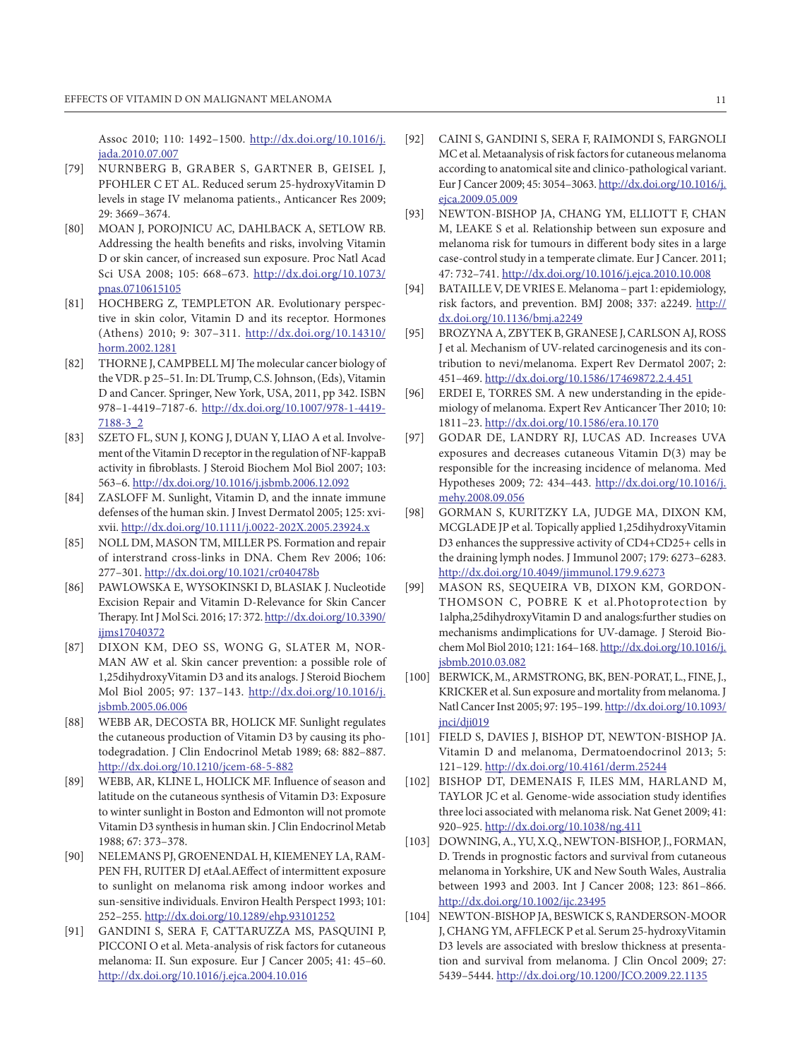Assoc 2010; 110: 1492–1500. http://dx.doi.org/10.1016/j.jada.2010.07.007

[79] NURNBERG B, GRABER S, GARTNER B, GEISEL J, PFOHLER C ET AL. Reduced serum 25-hydroxyVitamin D levels in stage IV melanoma patients., Anticancer Res 2009; 29: 3669–3674.

[80] MOAN J, POROJNICU AC, DAHLBACK A, SETLOW RB. Addressing the health benefits and risks, involving Vitamin D or skin cancer, of increased sun exposure. Proc Natl Acad Sci USA 2008; 105: 668–673. http://dx.doi.org/10.1073/pnas.0710615105

[81] HOCHBERG Z, TEMPLETON AR. Evolutionary perspective in skin color, Vitamin D and its receptor. Hormones (Athens) 2010; 9: 307–311. http://dx.doi.org/10.14310/horm.2002.1281

[82] THORNE J, CAMPBELL MJ The molecular cancer biology of the VDR. p 25–51. In: DL Trump, C.S. Johnson, (Eds), Vitamin D and Cancer. Springer, New York, USA, 2011, pp 342. ISBN 978–1-4419–7187-6. http://dx.doi.org/10.1007/978-1-4419-7188-3_2

[83] SZETO FL, SUN J, KONG J, DUAN Y, LIAO A et al. Involvement of the Vitamin D receptor in the regulation of NF-kappaB activity in fibroblasts. J Steroid Biochem Mol Biol 2007; 103: 563–6. http://dx.doi.org/10.1016/j.jsbmb.2006.12.092

[84] ZASLOFF M. Sunlight, Vitamin D, and the innate immune defenses of the human skin. J Invest Dermatol 2005; 125: xvi-xvii. http://dx.doi.org/10.1111/j.0022-202X.2005.23924.x

[85] NOLL DM, MASON TM, MILLER PS. Formation and repair of interstrand cross-links in DNA. Chem Rev 2006; 106: 277–301. http://dx.doi.org/10.1021/cr040478b

[86] PAWLOWSKA E, WYSOKINSKI D, BLASIAK J. Nucleotide Excision Repair and Vitamin D-Relevance for Skin Cancer Therapy. Int J Mol Sci. 2016; 17: 372. http://dx.doi.org/10.3390/ijms17040372

[87] DIXON KM, DEO SS, WONG G, SLATER M, NORMAN AW et al. Skin cancer prevention: a possible role of 1,25dihydroxyVitamin D3 and its analogs. J Steroid Biochem Mol Biol 2005; 97: 137–143. http://dx.doi.org/10.1016/j.jsbmb.2005.06.006

[88] WEBB AR, DECOSTA BR, HOLICK MF. Sunlight regulates the cutaneous production of Vitamin D3 by causing its photodegradation. J Clin Endocrinol Metab 1989; 68: 882–887. http://dx.doi.org/10.1210/jcem-68-5-882

[89] WEBB, AR, KLINE L, HOLICK MF. Influence of season and latitude on the cutaneous synthesis of Vitamin D3: Exposure to winter sunlight in Boston and Edmonton will not promote Vitamin D3 synthesis in human skin. J Clin Endocrinol Metab 1988; 67: 373–378.

[90] NELEMANS PJ, GROENENDAL H, KIEMENEY LA, RAMPEN FH, RUITER DJ etAal.AEffect of intermittent exposure to sunlight on melanoma risk among indoor workes and sun-sensitive individuals. Environ Health Perspect 1993; 101: 252–255. http://dx.doi.org/10.1289/ehp.93101252

[91] GANDINI S, SERA F, CATTARUZZA MS, PASQUINI P, PICCONI O et al. Meta-analysis of risk factors for cutaneous melanoma: II. Sun exposure. Eur J Cancer 2005; 41: 45–60. http://dx.doi.org/10.1016/j.ejca.2004.10.016

[92] CAINI S, GANDINI S, SERA F, RAIMONDI S, FARGNOLI MC et al. Metaanalysis of risk factors for cutaneous melanoma according to anatomical site and clinico-pathological variant. Eur J Cancer 2009; 45: 3054–3063. http://dx.doi.org/10.1016/j.ejca.2009.05.009

[93] NEWTON-BISHOP JA, CHANG YM, ELLIOTT F, CHAN M, LEAKE S et al. Relationship between sun exposure and melanoma risk for tumours in different body sites in a large case-control study in a temperate climate. Eur J Cancer. 2011; 47: 732–741. http://dx.doi.org/10.1016/j.ejca.2010.10.008

[94] BATAILLE V, DE VRIES E. Melanoma – part 1: epidemiology, risk factors, and prevention. BMJ 2008; 337: a2249. http://dx.doi.org/10.1136/bmj.a2249

[95] BROZYNA A, ZBYTEK B, GRANESE J, CARLSON AJ, ROSS J et al. Mechanism of UV-related carcinogenesis and its contribution to nevi/melanoma. Expert Rev Dermatol 2007; 2: 451–469. http://dx.doi.org/10.1586/17469872.2.4.451

[96] ERDEI E, TORRES SM. A new understanding in the epidemiology of melanoma. Expert Rev Anticancer Ther 2010; 10: 1811–23. http://dx.doi.org/10.1586/era.10.170

[97] GODAR DE, LANDRY RJ, LUCAS AD. Increases UVA exposures and decreases cutaneous Vitamin D(3) may be responsible for the increasing incidence of melanoma. Med Hypotheses 2009; 72: 434–443. http://dx.doi.org/10.1016/j.mehy.2008.09.056

[98] GORMAN S, KURITZKY LA, JUDGE MA, DIXON KM, MCGLADE JP et al. Topically applied 1,25dihydroxyVitamin D3 enhances the suppressive activity of CD4+CD25+ cells in the draining lymph nodes. J Immunol 2007; 179: 6273–6283. http://dx.doi.org/10.4049/jimmunol.179.9.6273

[99] MASON RS, SEQUEIRA VB, DIXON KM, GORDON-THOMSON C, POBRE K et al.Photoprotection by 1alpha,25dihydroxyVitamin D and analogs:further studies on mechanisms andimplications for UV-damage. J Steroid Biochem Mol Biol 2010; 121: 164–168. http://dx.doi.org/10.1016/j.jsbmb.2010.03.082

[100] BERWICK, M., ARMSTRONG, BK, BEN-PORAT, L., FINE, J., KRICKER et al. Sun exposure and mortality from melanoma. J Natl Cancer Inst 2005; 97: 195–199. http://dx.doi.org/10.1093/jnci/dji019

[101] FIELD S, DAVIES J, BISHOP DT, NEWTON-BISHOP JA. Vitamin D and melanoma, Dermatoendocrinol 2013; 5: 121–129. http://dx.doi.org/10.4161/derm.25244

[102] BISHOP DT, DEMENAIS F, ILES MM, HARLAND M, TAYLOR JC et al. Genome-wide association study identifies three loci associated with melanoma risk. Nat Genet 2009; 41: 920–925. http://dx.doi.org/10.1038/ng.411

[103] DOWNING, A., YU, X.Q., NEWTON-BISHOP, J., FORMAN, D. Trends in prognostic factors and survival from cutaneous melanoma in Yorkshire, UK and New South Wales, Australia between 1993 and 2003. Int J Cancer 2008; 123: 861–866. http://dx.doi.org/10.1002/ijc.23495

[104] NEWTON-BISHOP JA, BESWICK S, RANDERSON-MOOR J, CHANG YM, AFFLECK P et al. Serum 25-hydroxyVitamin D3 levels are associated with breslow thickness at presentation and survival from melanoma. J Clin Oncol 2009; 27: 5439–5444. http://dx.doi.org/10.1200/JCO.2009.22.1135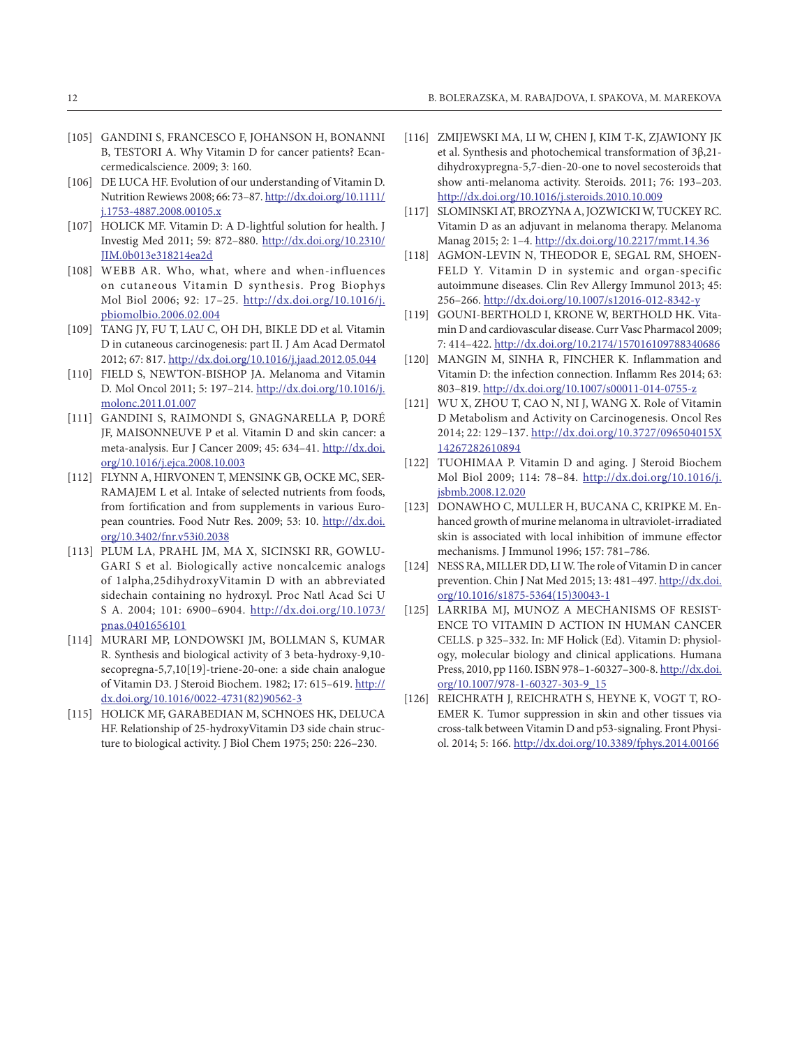[105] GANDINI S, FRANCESCO F, JOHANSON H, BONANNI B, TESTORI A. Why Vitamin D for cancer patients? Ecancermedicalscience. 2009; 3: 160.

[106] DE LUCA HF. Evolution of our understanding of Vitamin D. Nutrition Rewiews 2008; 66: 73–87. http://dx.doi.org/10.1111/j.1753-4887.2008.00105.x

[107] HOLICK MF. Vitamin D: A D-lightful solution for health. J Investig Med 2011; 59: 872–880. http://dx.doi.org/10.2310/JIM.0b013e318214ea2d

[108] WEBB AR. Who, what, where and when-influences on cutaneous Vitamin D synthesis. Prog Biophys Mol Biol 2006; 92: 17–25. http://dx.doi.org/10.1016/j.pbiomolbio.2006.02.004

[109] TANG JY, FU T, LAU C, OH DH, BIKLE DD et al. Vitamin D in cutaneous carcinogenesis: part II. J Am Acad Dermatol 2012; 67: 817. http://dx.doi.org/10.1016/j.jaad.2012.05.044

[110] FIELD S, NEWTON-BISHOP JA. Melanoma and Vitamin D. Mol Oncol 2011; 5: 197–214. http://dx.doi.org/10.1016/j.molonc.2011.01.007

[111] GANDINI S, RAIMONDI S, GNAGNARELLA P, DORÉ JF, MAISONNEUVE P et al. Vitamin D and skin cancer: a meta-analysis. Eur J Cancer 2009; 45: 634–41. http://dx.doi.org/10.1016/j.ejca.2008.10.003

[112] FLYNN A, HIRVONEN T, MENSINK GB, OCKE MC, SERRAMAJEM L et al. Intake of selected nutrients from foods, from fortification and from supplements in various European countries. Food Nutr Res. 2009; 53: 10. http://dx.doi.org/10.3402/fnr.v53i0.2038

[113] PLUM LA, PRAHL JM, MA X, SICINSKI RR, GOWLUGARI S et al. Biologically active noncalcemic analogs of 1alpha,25dihydroxyVitamin D with an abbreviated sidechain containing no hydroxyl. Proc Natl Acad Sci U S A. 2004; 101: 6900–6904. http://dx.doi.org/10.1073/pnas.0401656101

[114] MURARI MP, LONDOWSKI JM, BOLLMAN S, KUMAR R. Synthesis and biological activity of 3 beta-hydroxy-9,10-secopregna-5,7,10[19]-triene-20-one: a side chain analogue of Vitamin D3. J Steroid Biochem. 1982; 17: 615–619. http://dx.doi.org/10.1016/0022-4731(82)90562-3

[115] HOLICK MF, GARABEDIAN M, SCHNOES HK, DELUCA HF. Relationship of 25-hydroxyVitamin D3 side chain structure to biological activity. J Biol Chem 1975; 250: 226–230.

[116] ZMIJEWSKI MA, LI W, CHEN J, KIM T-K, ZJAWIONY JK et al. Synthesis and photochemical transformation of 3β,21-dihydroxypregna-5,7-dien-20-one to novel secosteroids that show anti-melanoma activity. Steroids. 2011; 76: 193–203. http://dx.doi.org/10.1016/j.steroids.2010.10.009

[117] SLOMINSKI AT, BROZYNA A, JOZWICKI W, TUCKEY RC. Vitamin D as an adjuvant in melanoma therapy. Melanoma Manag 2015; 2: 1–4. http://dx.doi.org/10.2217/mmt.14.36

[118] AGMON-LEVIN N, THEODOR E, SEGAL RM, SHOENFELD Y. Vitamin D in systemic and organ-specific autoimmune diseases. Clin Rev Allergy Immunol 2013; 45: 256–266. http://dx.doi.org/10.1007/s12016-012-8342-y

[119] GOUNI-BERTHOLD I, KRONE W, BERTHOLD HK. Vitamin D and cardiovascular disease. Curr Vasc Pharmacol 2009; 7: 414–422. http://dx.doi.org/10.2174/157016109788340686

[120] MANGIN M, SINHA R, FINCHER K. Inflammation and Vitamin D: the infection connection. Inflamm Res 2014; 63: 803–819. http://dx.doi.org/10.1007/s00011-014-0755-z

[121] WU X, ZHOU T, CAO N, NI J, WANG X. Role of Vitamin D Metabolism and Activity on Carcinogenesis. Oncol Res 2014; 22: 129–137. http://dx.doi.org/10.3727/096504015X14267282610894

[122] TUOHIMAA P. Vitamin D and aging. J Steroid Biochem Mol Biol 2009; 114: 78–84. http://dx.doi.org/10.1016/j.jsbmb.2008.12.020

[123] DONAWHO C, MULLER H, BUCANA C, KRIPKE M. Enhanced growth of murine melanoma in ultraviolet-irradiated skin is associated with local inhibition of immune effector mechanisms. J Immunol 1996; 157: 781–786.

[124] NESS RA, MILLER DD, LI W. The role of Vitamin D in cancer prevention. Chin J Nat Med 2015; 13: 481–497. http://dx.doi.org/10.1016/s1875-5364(15)30043-1

[125] LARRIBA MJ, MUNOZ A MECHANISMS OF RESISTENCE TO VITAMIN D ACTION IN HUMAN CANCER CELLS. p 325–332. In: MF Holick (Ed). Vitamin D: physiology, molecular biology and clinical applications. Humana Press, 2010, pp 1160. ISBN 978–1-60327–300-8. http://dx.doi.org/10.1007/978-1-60327-303-9_15

[126] REICHRATH J, REICHRATH S, HEYNE K, VOGT T, ROEMER K. Tumor suppression in skin and other tissues via cross-talk between Vitamin D and p53-signaling. Front Physiol. 2014; 5: 166. http://dx.doi.org/10.3389/fphys.2014.00166